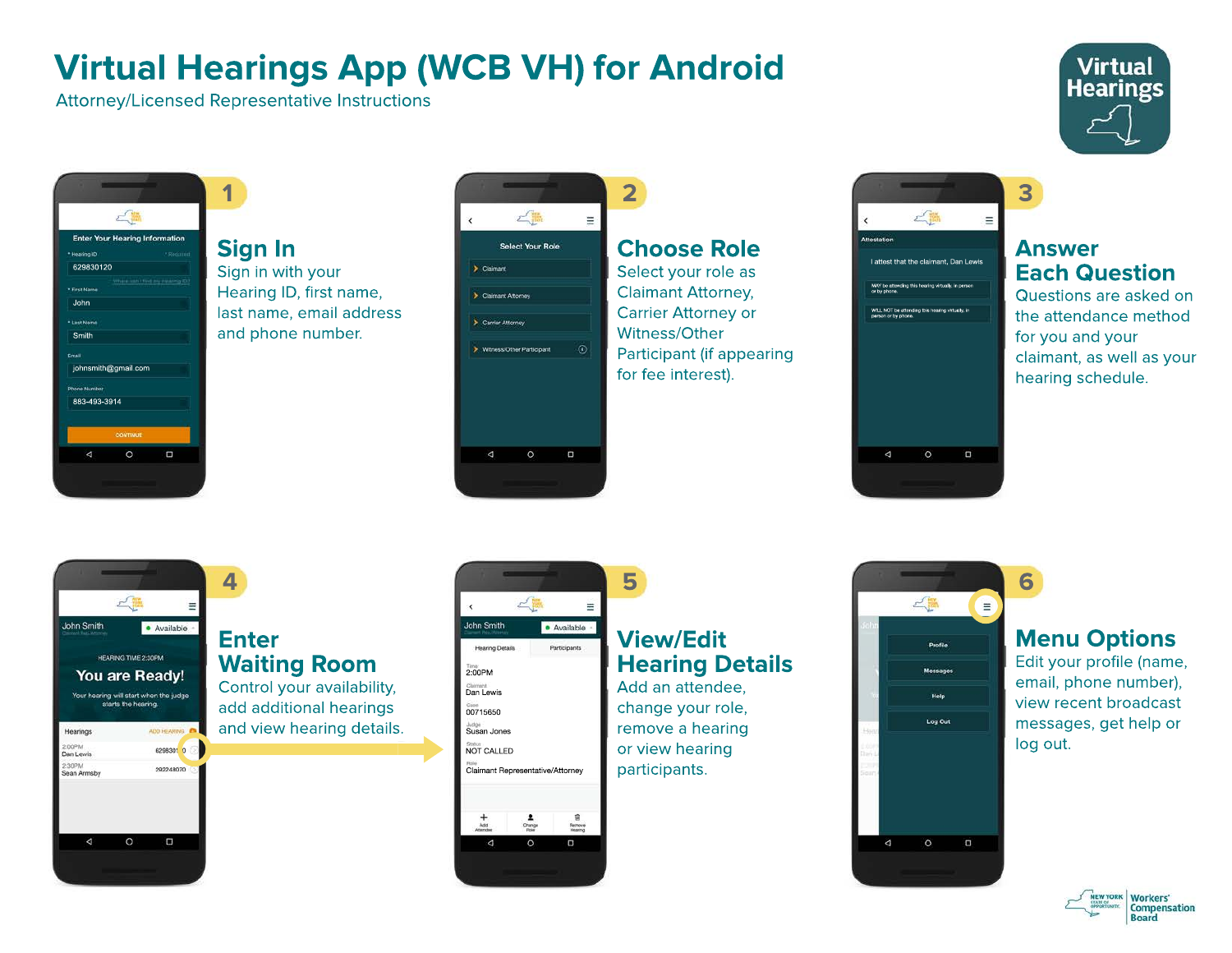# Virtual Hearings App (WCB VH) for Android

Attorney/Licensed Representative Instructions

## 1 Sign In

Sign in with your Hearing ID, first name, last name, email address and phone number.

## 2 Choose Role

Select your role as Claimant Attorney, Carrier Attorney or Witness/Other Participant (if appearing for fee interest).

## 3 Answer Each Question

Questions are asked on the attendance method for you and your claimant, as well as your hearing schedule.

## 4 Enter Waiting Room

Control your availability, add additional hearings and view hearing details.

## 5 View/Edit Hearing Details

Add an attendee, change your role, remove a hearing or view hearing participants.

## 6 Menu Options

Edit your profile (name, email, phone number), view recent broadcast messages, get help or log out.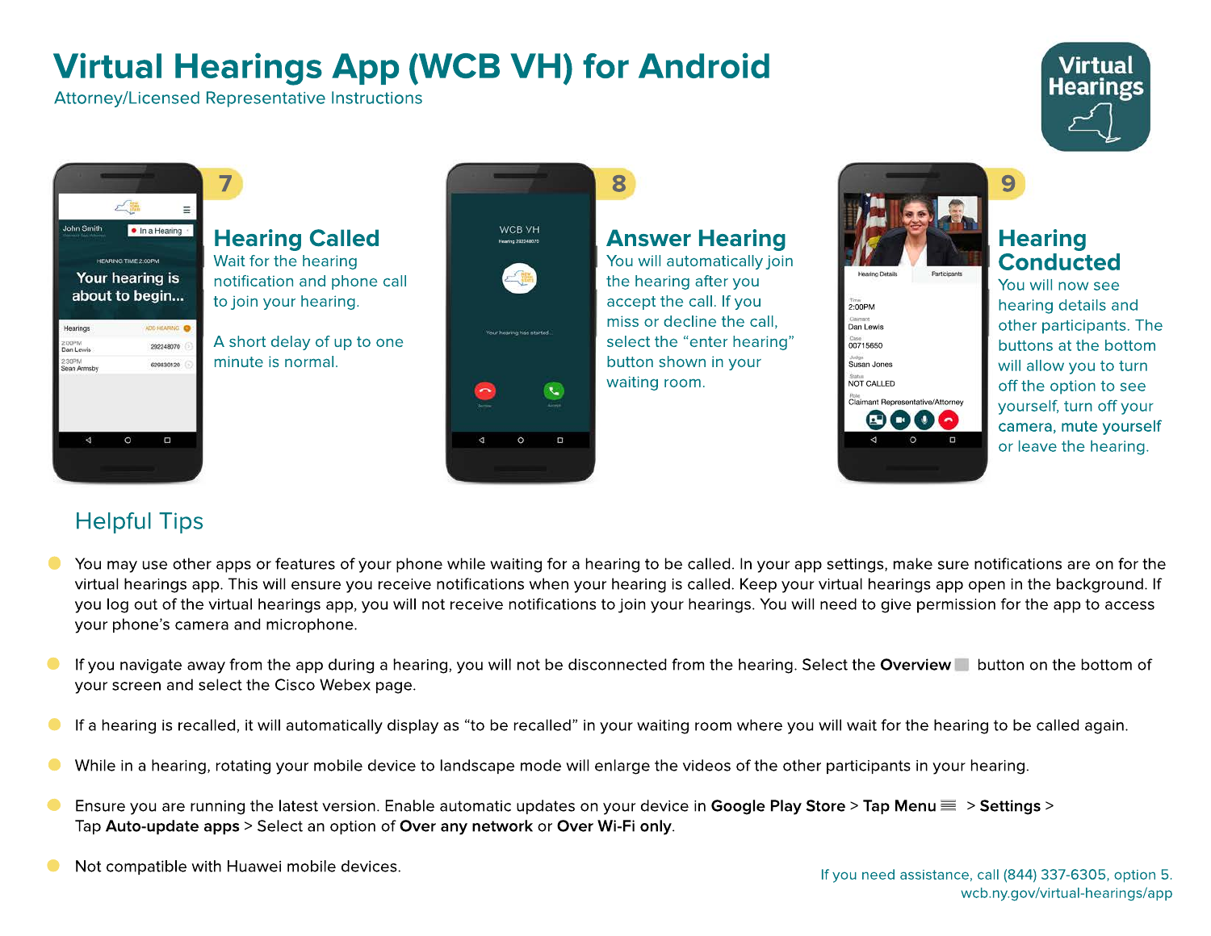# Virtual Hearings App (WCB VH) for Android

Attorney/Licensed Representative Instructions

Virtual Hearings

## 7 Hearing Called

Wait for the hearing notification and phone call to join your hearing.

A short delay of up to one minute is normal.

## 8 Answer Hearing

You will automatically join the hearing after you accept the call. If you miss or decline the call, select the "enter hearing" button shown in your waiting room.

## 9 Hearing Conducted

You will now see hearing details and other participants. The buttons at the bottom will allow you to turn off the option to see yourself, turn off your camera, mute yourself or leave the hearing.

## Helpful Tips

- You may use other apps or features of your phone while waiting for a hearing to be called. In your app settings, make sure notifications are on for the virtual hearings app. This will ensure you receive notifications when your hearing is called. Keep your virtual hearings app open in the background. If you log out of the virtual hearings app, you will not receive notifications to join your hearings. You will need to give permission for the app to access your phone's camera and microphone.
- If you navigate away from the app during a hearing, you will not be disconnected from the hearing. Select the **Overview** button on the bottom of your screen and select the Cisco Webex page.
- If a hearing is recalled, it will automatically display as "to be recalled" in your waiting room where you will wait for the hearing to be called again.
- While in a hearing, rotating your mobile device to landscape mode will enlarge the videos of the other participants in your hearing.
- Ensure you are running the latest version. Enable automatic updates on your device in **Google Play Store** > **Tap Menu** > **Settings** > Tap **Auto-update apps** > Select an option of **Over any network** or **Over Wi-Fi only**.
- Not compatible with Huawei mobile devices.

If you need assistance, call (844) 337-6305, option 5.
wcb.ny.gov/virtual-hearings/app